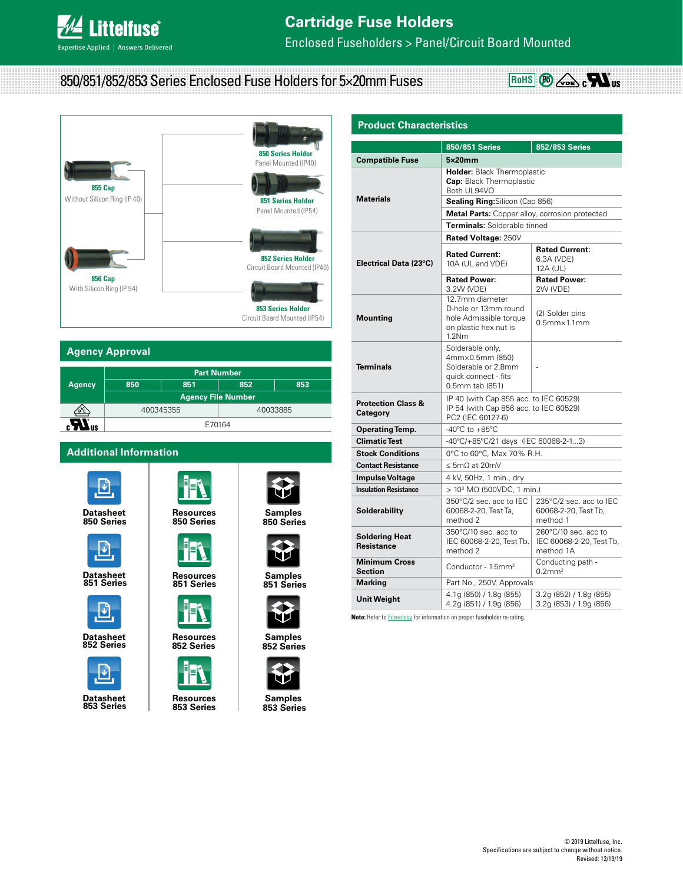# Cartridge Fuse Holders

Enclosed Fuseholders > Panel/Circuit Board Mounted

## 850/851/852/853 Series Enclosed Fuse Holders for 5×20mm Fuses

RoHS Pb VDE c UL us

**855 Cap**
Without Silicon Ring (IP 40)

**856 Cap**
With Silicon Ring (IP 54)

**850 Series Holder**
Panel Mounted (IP40)

**851 Series Holder**
Panel Mounted (IP54)

**852 Series Holder**
Circuit Board Mounted (IP40)

**853 Series Holder**
Circuit Board Mounted (IP54)

## Agency Approval

| Agency | Part Number | | | |
|---|---|---|---|---|
| | 850 | 851 | 852 | 853 |
| | Agency File Number | | | |
| VDE | 400345355 | | 40033885 | |
| cULus | E70164 | | | |

## Additional Information

| | | |
|---|---|---|
| Datasheet 850 Series | Resources 850 Series | Samples 850 Series |
| Datasheet 851 Series | Resources 851 Series | Samples 851 Series |
| Datasheet 852 Series | Resources 852 Series | Samples 852 Series |
| Datasheet 853 Series | Resources 853 Series | Samples 853 Series |

## Product Characteristics

| | 850/851 Series | 852/853 Series |
|---|---|---|
| **Compatible Fuse** | **5x20mm** | |
| **Materials** | **Holder:** Black Thermoplastic **Cap:** Black Thermoplastic Both UL94VO | |
| | **Sealing Ring:** Silicon (Cap 856) | |
| | **Metal Parts:** Copper alloy, corrosion protected | |
| | **Terminals:** Solderable tinned | |
| **Electrical Data (23°C)** | **Rated Voltage:** 250V | |
| | **Rated Current:** 10A (UL and VDE) | **Rated Current:** 6.3A (VDE) 12A (UL) |
| | **Rated Power:** 3.2W (VDE) | **Rated Power:** 2W (VDE) |
| **Mounting** | 12.7mm diameter D-hole or 13mm round hole Admissible torque on plastic hex nut is 1.2Nm | (2) Solder pins 0.5mm×1.1mm |
| **Terminals** | Solderable only, 4mm×0.5mm (850) Solderable or 2.8mm quick connect - fits 0.5mm tab (851) | - |
| **Protection Class & Category** | IP 40 (with Cap 855 acc. to IEC 60529) IP 54 (with Cap 856 acc. to IEC 60529) PC2 (IEC 60127-6) | |
| **Operating Temp.** | -40°C to +85°C | |
| **Climatic Test** | -40°C/+85°C/21 days (IEC 60068-2-1...3) | |
| **Stock Conditions** | 0°C to 60°C, Max 70% R.H. | |
| **Contact Resistance** | ≤ 5mΩ at 20mV | |
| **Impulse Voltage** | 4 kV, 50Hz, 1 min., dry | |
| **Insulation Resistance** | > $10^3$ MΩ (500VDC, 1 min.) | |
| **Solderability** | 350°C/2 sec. acc to IEC 60068-2-20, Test Ta, method 2 | 235°C/2 sec. acc to IEC 60068-2-20, Test Tb, method 1 |
| **Soldering Heat Resistance** | 350°C/10 sec. acc to IEC 60068-2-20, Test Tb. method 2 | 260°C/10 sec. acc to IEC 60068-2-20, Test Tb, method 1A |
| **Minimum Cross Section** | Conductor - 1.5mm² | Conducting path - 0.2mm² |
| **Marking** | Part No., 250V, Approvals | |
| **Unit Weight** | 4.1g (850) / 1.8g (855) 4.2g (851) / 1.9g (856) | 3.2g (852) / 1.8g (855) 3.2g (853) / 1.9g (856) |

**Note:** Refer to Fuseology for information on proper fuseholder re-rating.

© 2019 Littelfuse, Inc.
Specifications are subject to change without notice.
Revised: 12/19/19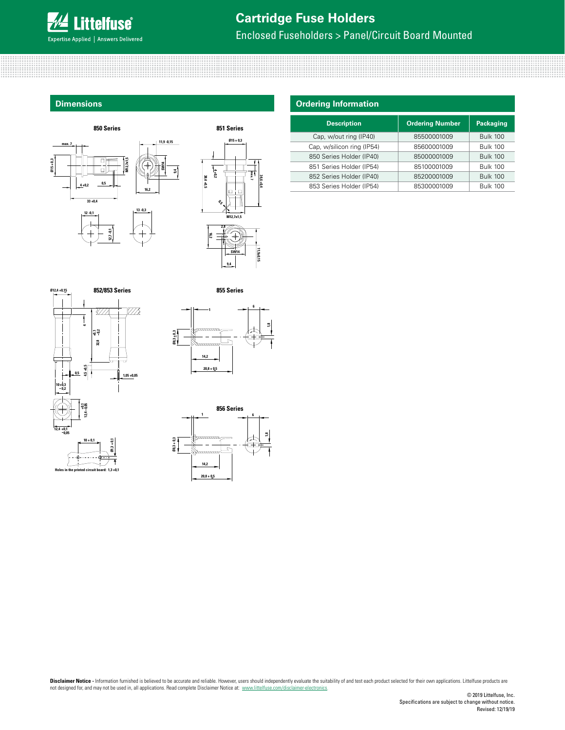## Dimensions

850 Series

max. 7

11,9 -0,15

Ø15 +0,3

M12,7x1,5

SW14

9,4

4 +0,2

0,5

16,2

33 +0,4

12 -0,1

12,7 -0,1

13 -0,3

851 Series

Ø15 + 0,3

4 +0,2

38,4 -0,5

max. 7

34,6 +0,4

0,5

M12,7x1,5

2,8

16,2

SW14

11,9±0,15

9,4

852/853 Series

Ø12,4 +0,15

4

32,8 +0,1 -0,2

4,5 +0,5

0,5

1,05 +0,05

10 +0,3 -0,2

12,4 +0,1 -0,05

12,4 +0,1 -0,05

10 + 0,1

Ø1,3 +0,1

Holes in the printed circuit board: 1,3 +0,1

855 Series

1

6

Ø8,3 + 0,3

1,8

14,2

20,8 + 0,5

856 Series

1

6

Ø8,3 + 0,3

1,8

14,2

20,8 + 0,5

## Ordering Information

| Description | Ordering Number | Packaging |
|---|---|---|
| Cap, w/out ring (IP40) | 85500001009 | Bulk 100 |
| Cap, w/silicon ring (IP54) | 85600001009 | Bulk 100 |
| 850 Series Holder (IP40) | 85000001009 | Bulk 100 |
| 851 Series Holder (IP54) | 85100001009 | Bulk 100 |
| 852 Series Holder (IP40) | 85200001009 | Bulk 100 |
| 853 Series Holder (IP54) | 85300001009 | Bulk 100 |

**Disclaimer Notice -** Information furnished is believed to be accurate and reliable. However, users should independently evaluate the suitability of and test each product selected for their own applications. Littelfuse products are not designed for, and may not be used in, all applications. Read complete Disclaimer Notice at: www.littelfuse.com/disclaimer-electronics.

© 2019 Littelfuse, Inc.
Specifications are subject to change without notice.
Revised: 12/19/19